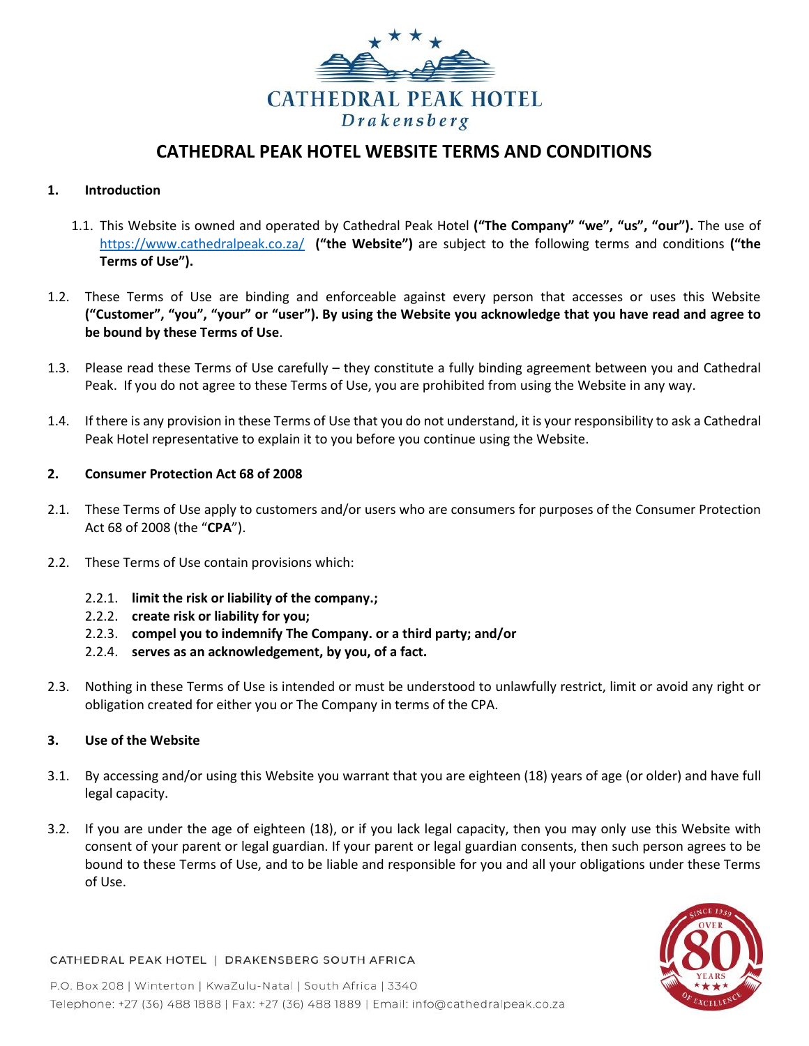# CATHEDRAL PEAK HOTEL WEBSITE TERMS AND CONDITIONS

## 1. Introduction

1.1. This Website is owned and operated by Cathedral Peak Hotel **("The Company" "we", "us", "our").** The use of https://www.cathedralpeak.co.za/ **("the Website")** are subject to the following terms and conditions **("the Terms of Use").**

1.2. These Terms of Use are binding and enforceable against every person that accesses or uses this Website **("Customer", "you", "your" or "user"). By using the Website you acknowledge that you have read and agree to be bound by these Terms of Use**.

1.3. Please read these Terms of Use carefully – they constitute a fully binding agreement between you and Cathedral Peak. If you do not agree to these Terms of Use, you are prohibited from using the Website in any way.

1.4. If there is any provision in these Terms of Use that you do not understand, it is your responsibility to ask a Cathedral Peak Hotel representative to explain it to you before you continue using the Website.

## 2. Consumer Protection Act 68 of 2008

2.1. These Terms of Use apply to customers and/or users who are consumers for purposes of the Consumer Protection Act 68 of 2008 (the "**CPA**").

2.2. These Terms of Use contain provisions which:

2.2.1. **limit the risk or liability of the company.;**
2.2.2. **create risk or liability for you;**
2.2.3. **compel you to indemnify The Company. or a third party; and/or**
2.2.4. **serves as an acknowledgement, by you, of a fact.**

2.3. Nothing in these Terms of Use is intended or must be understood to unlawfully restrict, limit or avoid any right or obligation created for either you or The Company in terms of the CPA.

## 3. Use of the Website

3.1. By accessing and/or using this Website you warrant that you are eighteen (18) years of age (or older) and have full legal capacity.

3.2. If you are under the age of eighteen (18), or if you lack legal capacity, then you may only use this Website with consent of your parent or legal guardian. If your parent or legal guardian consents, then such person agrees to be bound to these Terms of Use, and to be liable and responsible for you and all your obligations under these Terms of Use.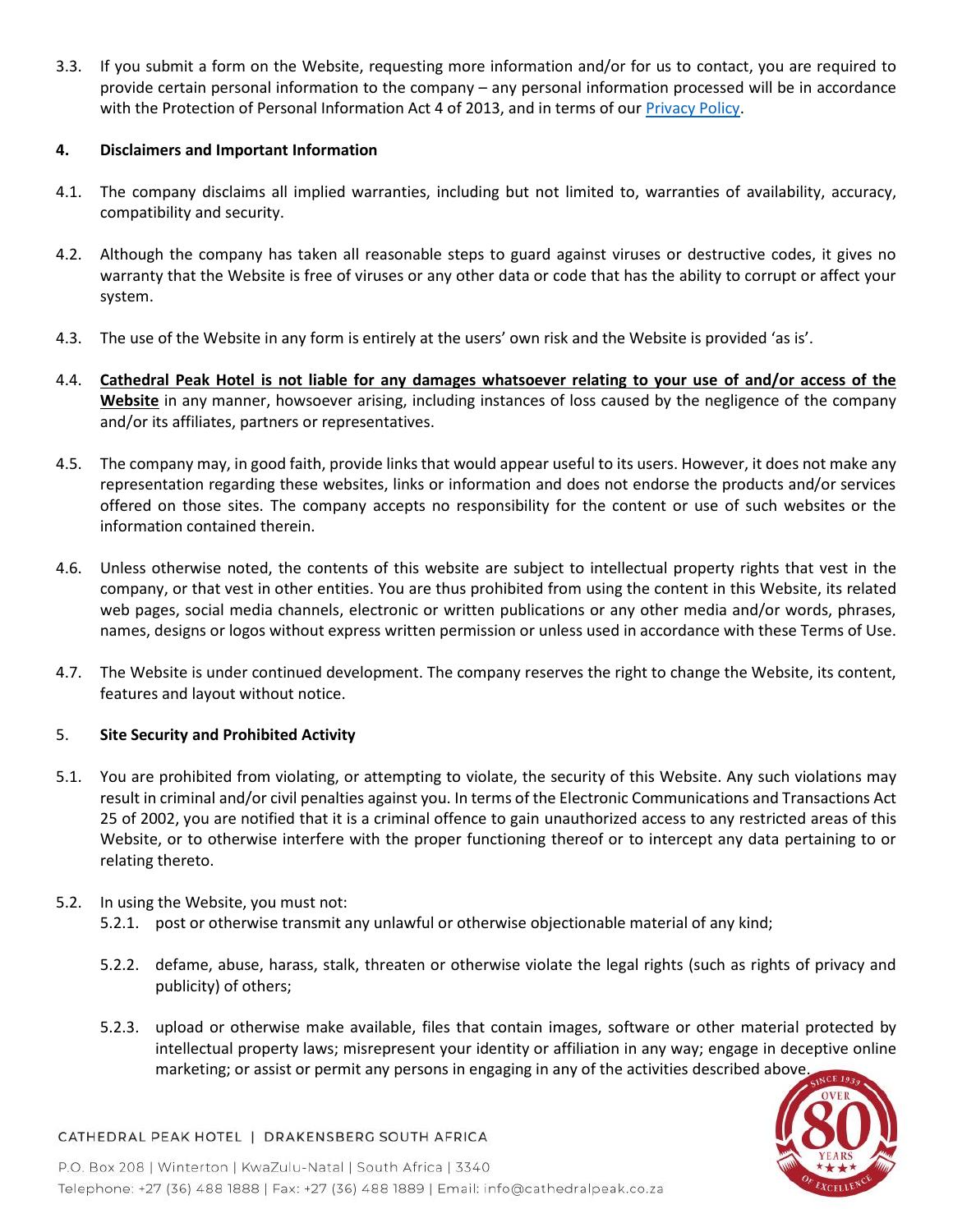3.3. If you submit a form on the Website, requesting more information and/or for us to contact, you are required to provide certain personal information to the company – any personal information processed will be in accordance with the Protection of Personal Information Act 4 of 2013, and in terms of our [Privacy Policy](#).

## 4. Disclaimers and Important Information

4.1. The company disclaims all implied warranties, including but not limited to, warranties of availability, accuracy, compatibility and security.

4.2. Although the company has taken all reasonable steps to guard against viruses or destructive codes, it gives no warranty that the Website is free of viruses or any other data or code that has the ability to corrupt or affect your system.

4.3. The use of the Website in any form is entirely at the users' own risk and the Website is provided 'as is'.

4.4. **Cathedral Peak Hotel is not liable for any damages whatsoever relating to your use of and/or access of the Website** in any manner, howsoever arising, including instances of loss caused by the negligence of the company and/or its affiliates, partners or representatives.

4.5. The company may, in good faith, provide links that would appear useful to its users. However, it does not make any representation regarding these websites, links or information and does not endorse the products and/or services offered on those sites. The company accepts no responsibility for the content or use of such websites or the information contained therein.

4.6. Unless otherwise noted, the contents of this website are subject to intellectual property rights that vest in the company, or that vest in other entities. You are thus prohibited from using the content in this Website, its related web pages, social media channels, electronic or written publications or any other media and/or words, phrases, names, designs or logos without express written permission or unless used in accordance with these Terms of Use.

4.7. The Website is under continued development. The company reserves the right to change the Website, its content, features and layout without notice.

## 5. Site Security and Prohibited Activity

5.1. You are prohibited from violating, or attempting to violate, the security of this Website. Any such violations may result in criminal and/or civil penalties against you. In terms of the Electronic Communications and Transactions Act 25 of 2002, you are notified that it is a criminal offence to gain unauthorized access to any restricted areas of this Website, or to otherwise interfere with the proper functioning thereof or to intercept any data pertaining to or relating thereto.

5.2. In using the Website, you must not:

- 5.2.1. post or otherwise transmit any unlawful or otherwise objectionable material of any kind;
- 5.2.2. defame, abuse, harass, stalk, threaten or otherwise violate the legal rights (such as rights of privacy and publicity) of others;
- 5.2.3. upload or otherwise make available, files that contain images, software or other material protected by intellectual property laws; misrepresent your identity or affiliation in any way; engage in deceptive online marketing; or assist or permit any persons in engaging in any of the activities described above.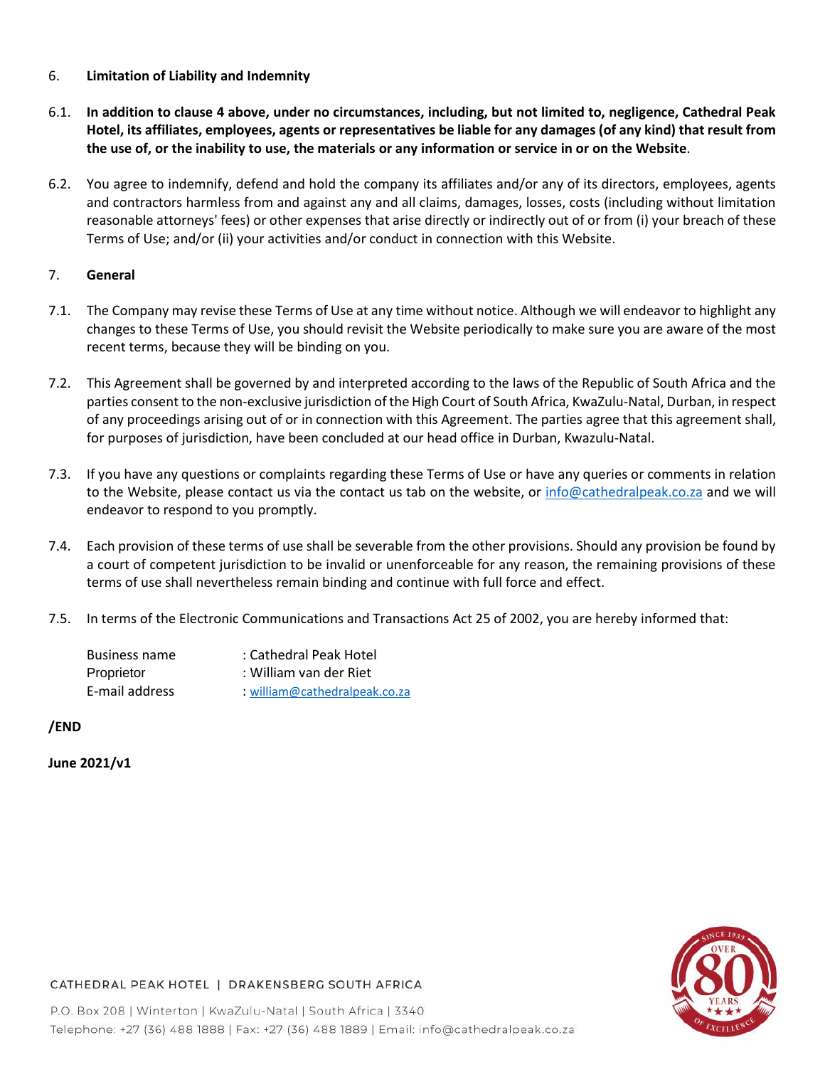6. **Limitation of Liability and Indemnity**

6.1. **In addition to clause 4 above, under no circumstances, including, but not limited to, negligence, Cathedral Peak Hotel, its affiliates, employees, agents or representatives be liable for any damages (of any kind) that result from the use of, or the inability to use, the materials or any information or service in or on the Website**.

6.2. You agree to indemnify, defend and hold the company its affiliates and/or any of its directors, employees, agents and contractors harmless from and against any and all claims, damages, losses, costs (including without limitation reasonable attorneys' fees) or other expenses that arise directly or indirectly out of or from (i) your breach of these Terms of Use; and/or (ii) your activities and/or conduct in connection with this Website.

7. **General**

7.1. The Company may revise these Terms of Use at any time without notice. Although we will endeavor to highlight any changes to these Terms of Use, you should revisit the Website periodically to make sure you are aware of the most recent terms, because they will be binding on you.

7.2. This Agreement shall be governed by and interpreted according to the laws of the Republic of South Africa and the parties consent to the non-exclusive jurisdiction of the High Court of South Africa, KwaZulu-Natal, Durban, in respect of any proceedings arising out of or in connection with this Agreement. The parties agree that this agreement shall, for purposes of jurisdiction, have been concluded at our head office in Durban, Kwazulu-Natal.

7.3. If you have any questions or complaints regarding these Terms of Use or have any queries or comments in relation to the Website, please contact us via the contact us tab on the website, or info@cathedralpeak.co.za and we will endeavor to respond to you promptly.

7.4. Each provision of these terms of use shall be severable from the other provisions. Should any provision be found by a court of competent jurisdiction to be invalid or unenforceable for any reason, the remaining provisions of these terms of use shall nevertheless remain binding and continue with full force and effect.

7.5. In terms of the Electronic Communications and Transactions Act 25 of 2002, you are hereby informed that:

| | |
|---|---|
| Business name | : Cathedral Peak Hotel |
| Proprietor | : William van der Riet |
| E-mail address | : william@cathedralpeak.co.za |

**/END**

**June 2021/v1**